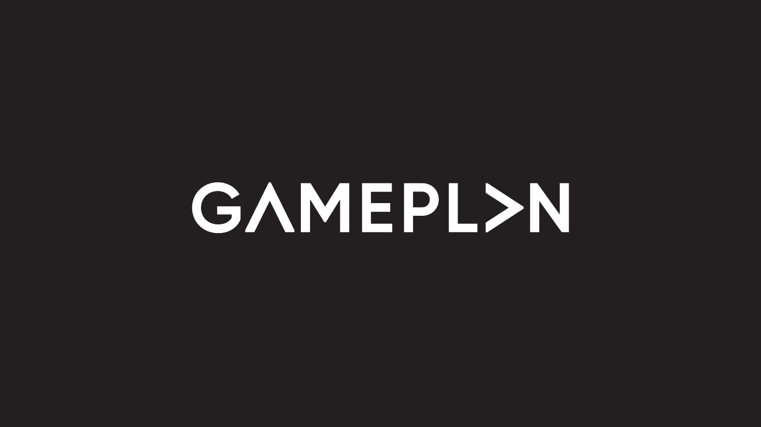# GAMEPLAN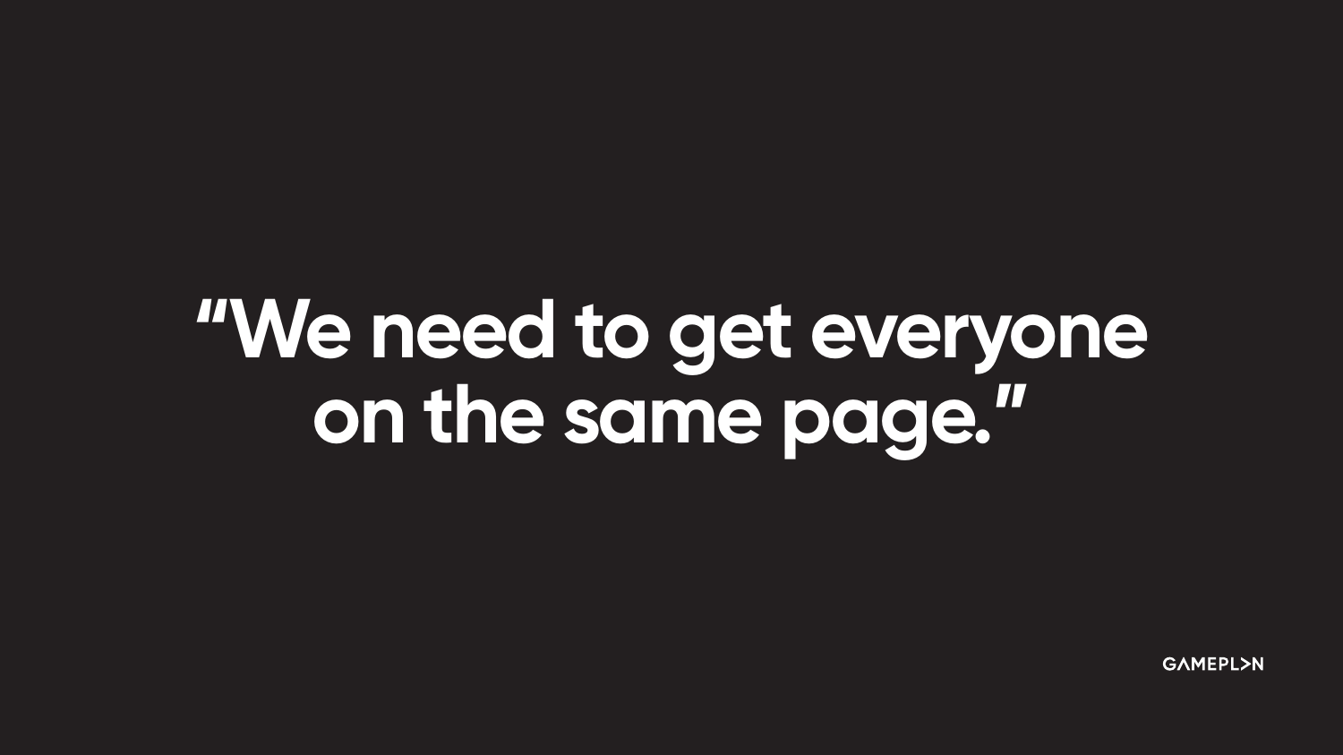# “We need to get everyone on the same page.”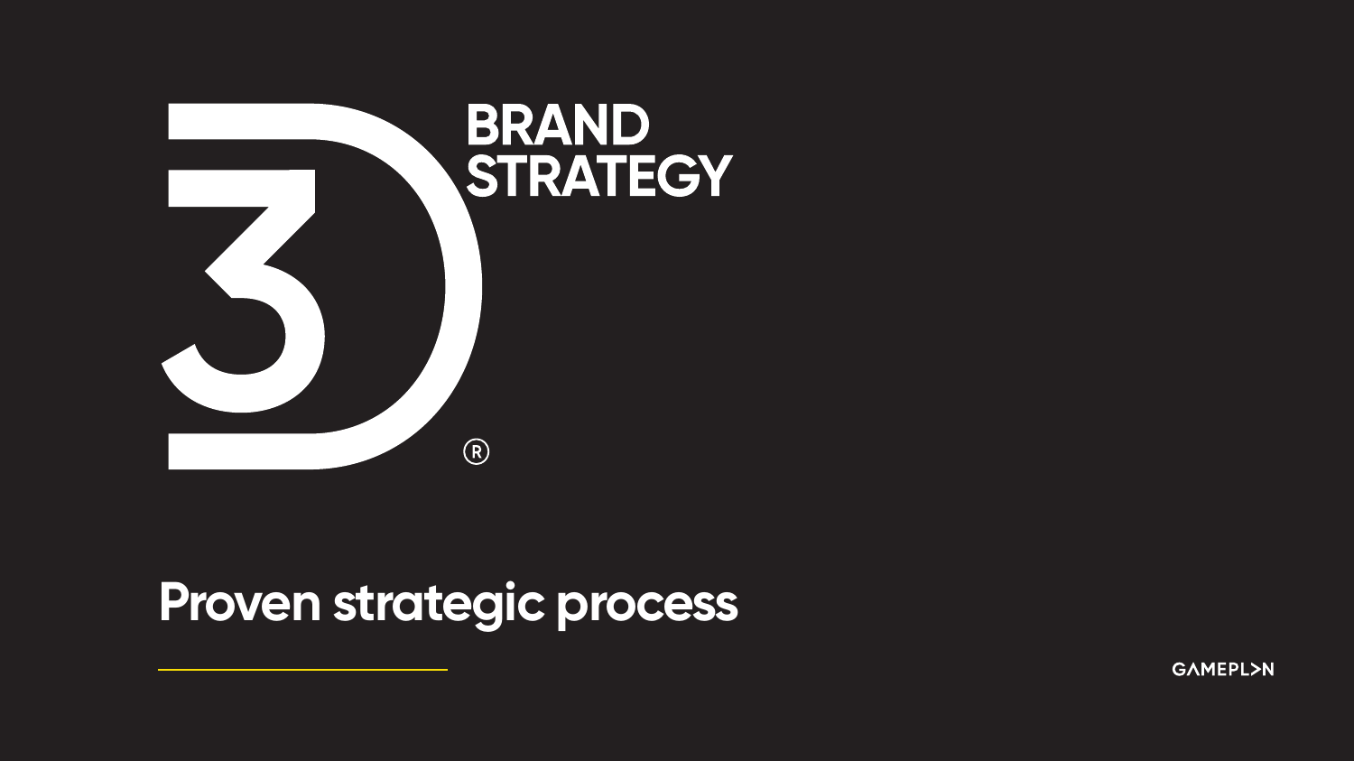# BRAND STRATEGY

## Proven strategic process

GAMEPLAN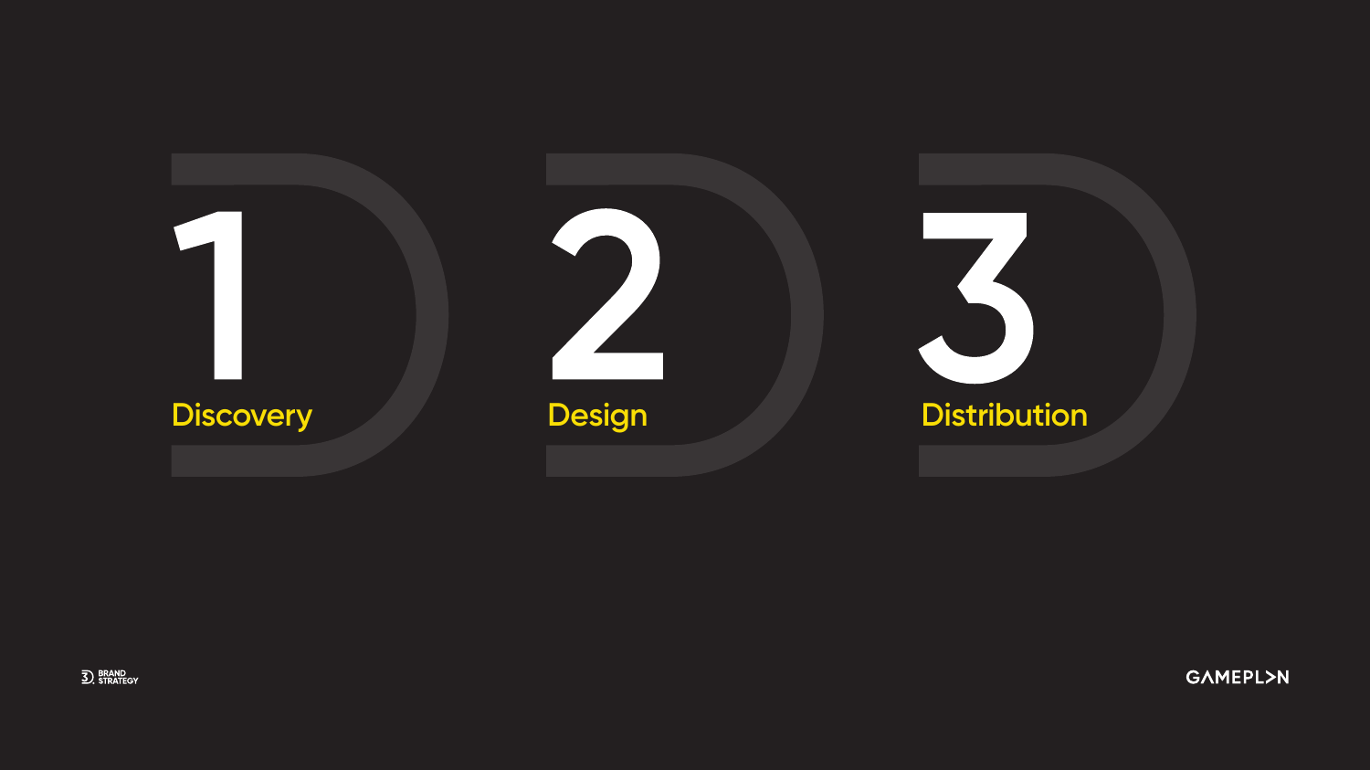1
Discovery

2
Design

3
Distribution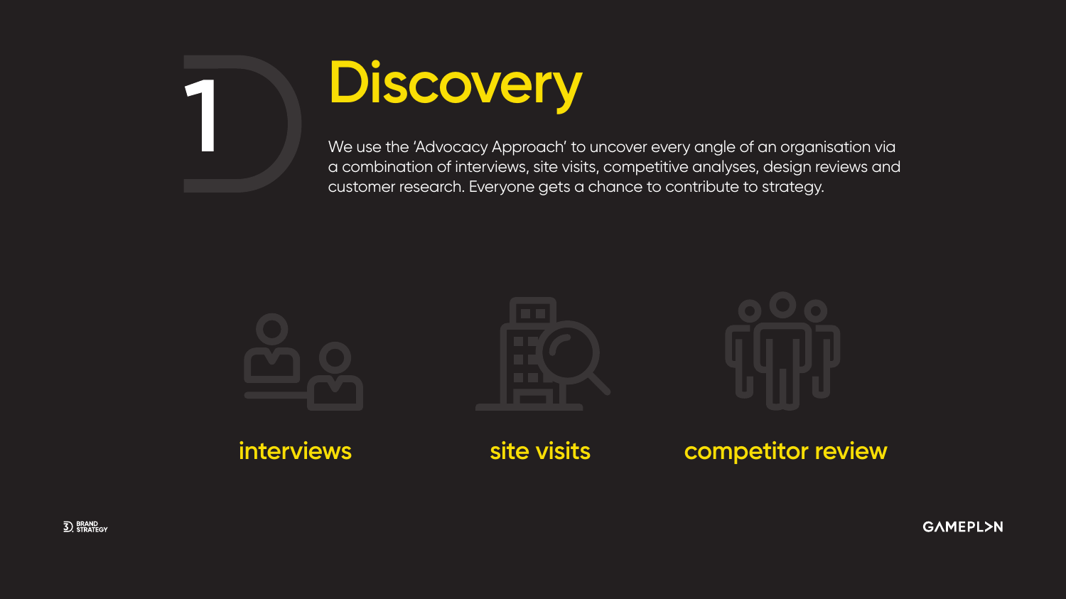# 1 Discovery

We use the 'Advocacy Approach' to uncover every angle of an organisation via a combination of interviews, site visits, competitive analyses, design reviews and customer research. Everyone gets a chance to contribute to strategy.

interviews

site visits

competitor review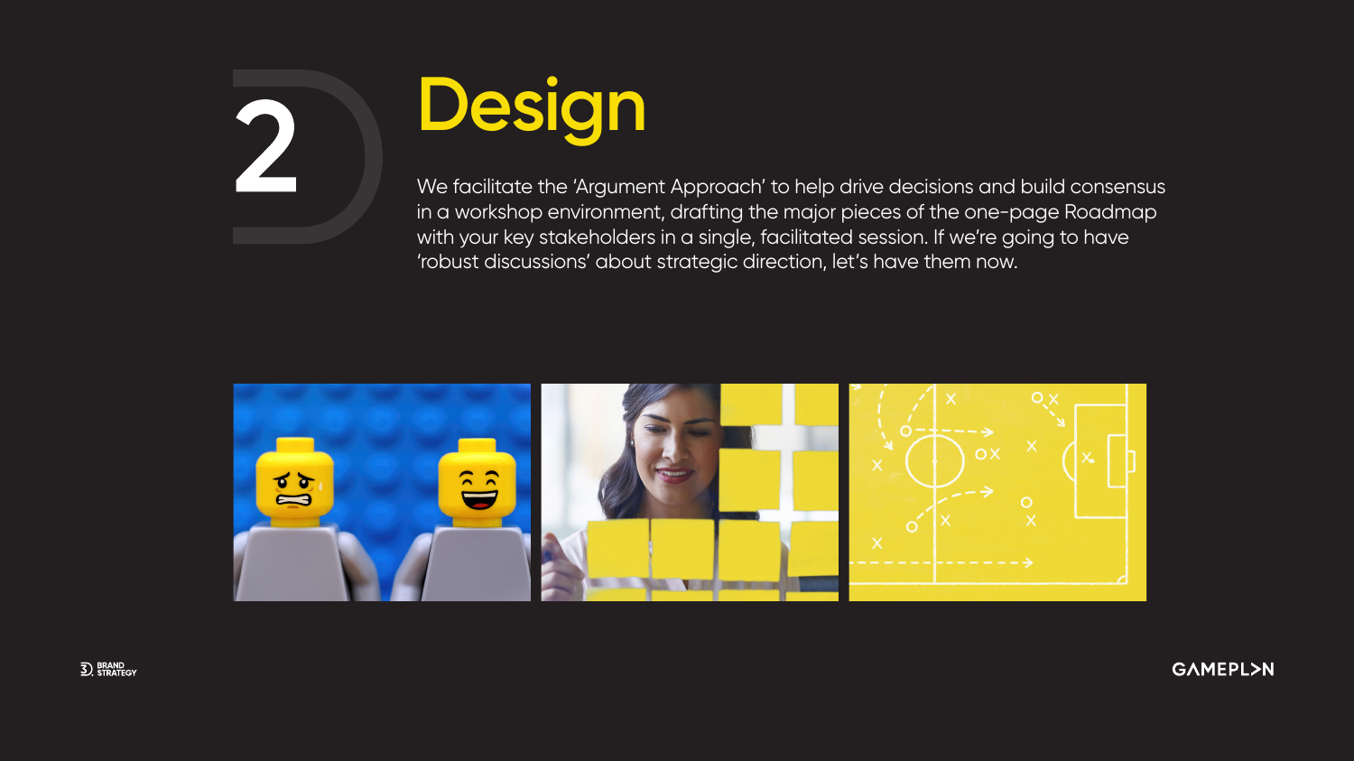# 2 Design

We facilitate the ‘Argument Approach’ to help drive decisions and build consensus in a workshop environment, drafting the major pieces of the one-page Roadmap with your key stakeholders in a single, facilitated session. If we’re going to have ‘robust discussions’ about strategic direction, let’s have them now.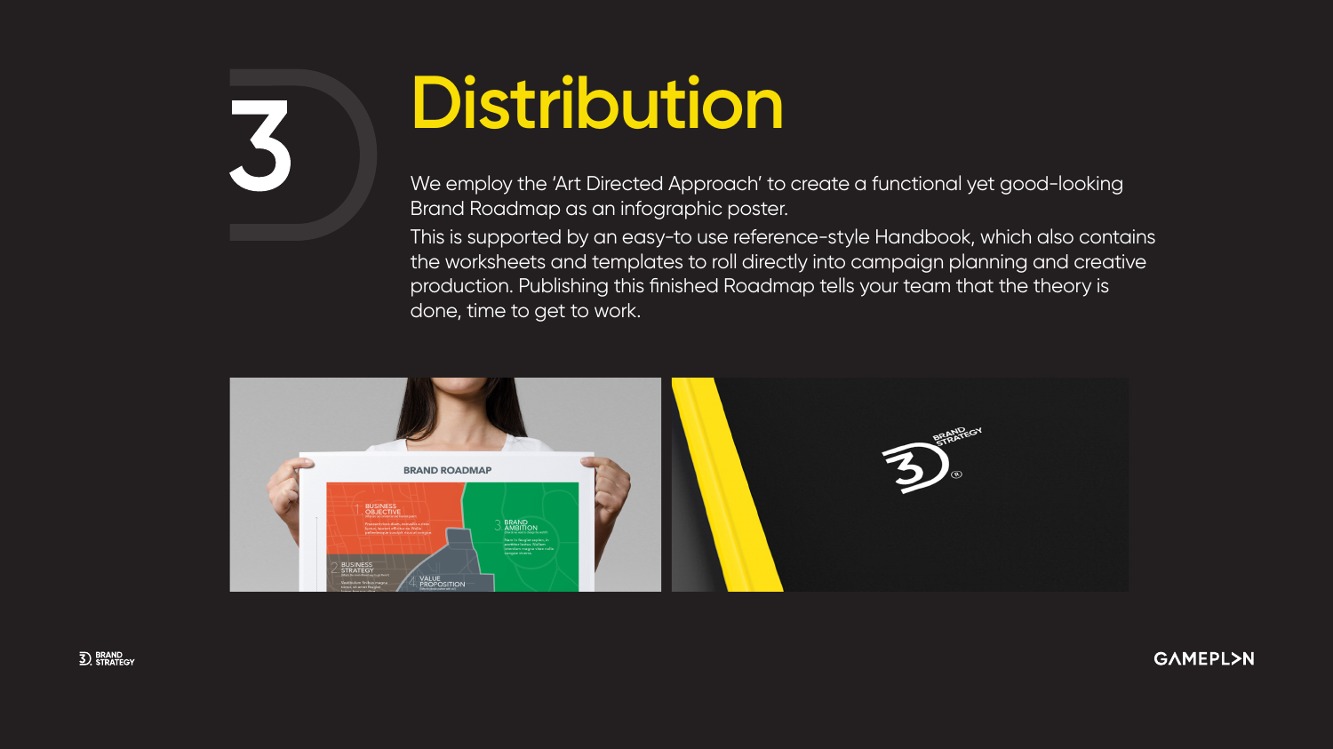# 3 Distribution

We employ the 'Art Directed Approach' to create a functional yet good-looking Brand Roadmap as an infographic poster.

This is supported by an easy-to use reference-style Handbook, which also contains the worksheets and templates to roll directly into campaign planning and creative production. Publishing this finished Roadmap tells your team that the theory is done, time to get to work.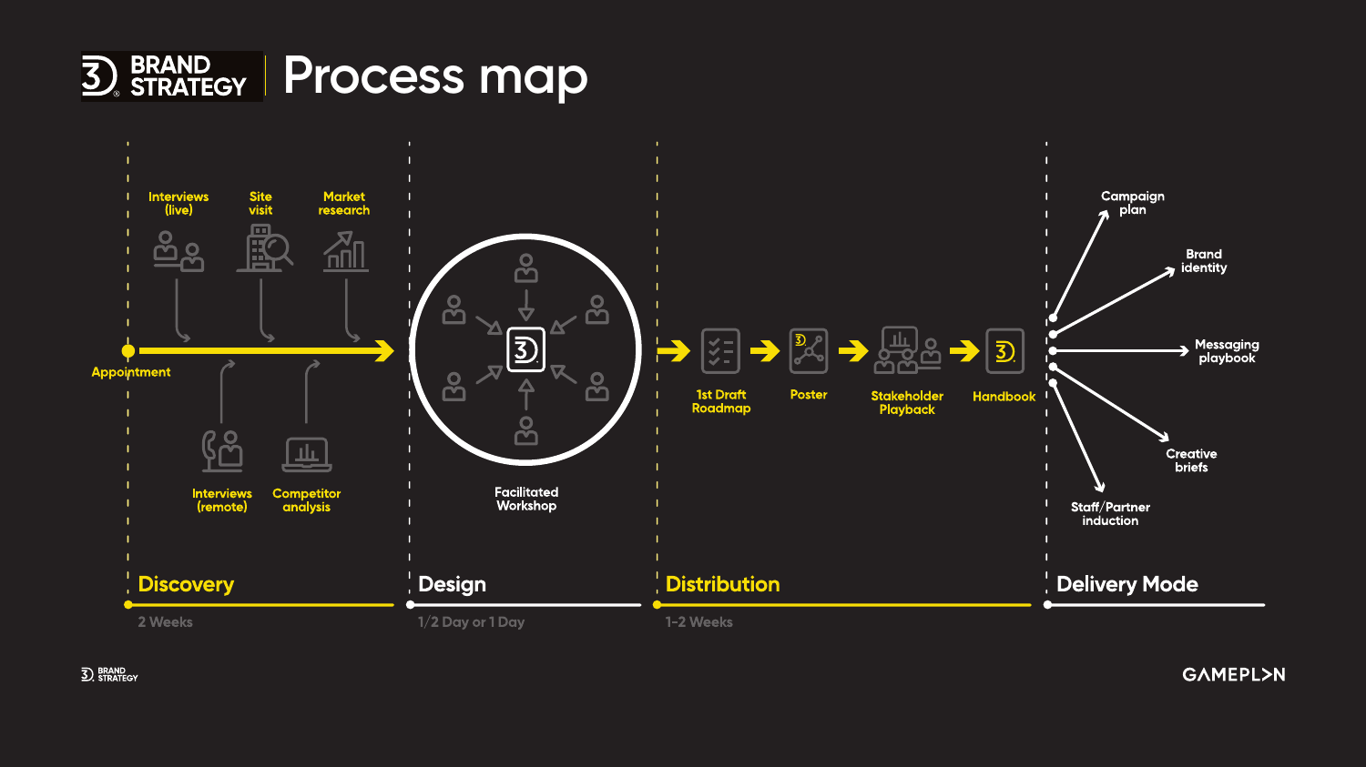# BRAND STRATEGY | Process map

Appointment

Interviews (live)

Site visit

Market research

Interviews (remote)

Competitor analysis

Facilitated Workshop

1st Draft Roadmap

Poster

Stakeholder Playback

Handbook

Campaign plan

Brand identity

Messaging playbook

Creative briefs

Staff/Partner induction

## Discovery

2 Weeks

## Design

1/2 Day or 1 Day

## Distribution

1-2 Weeks

## Delivery Mode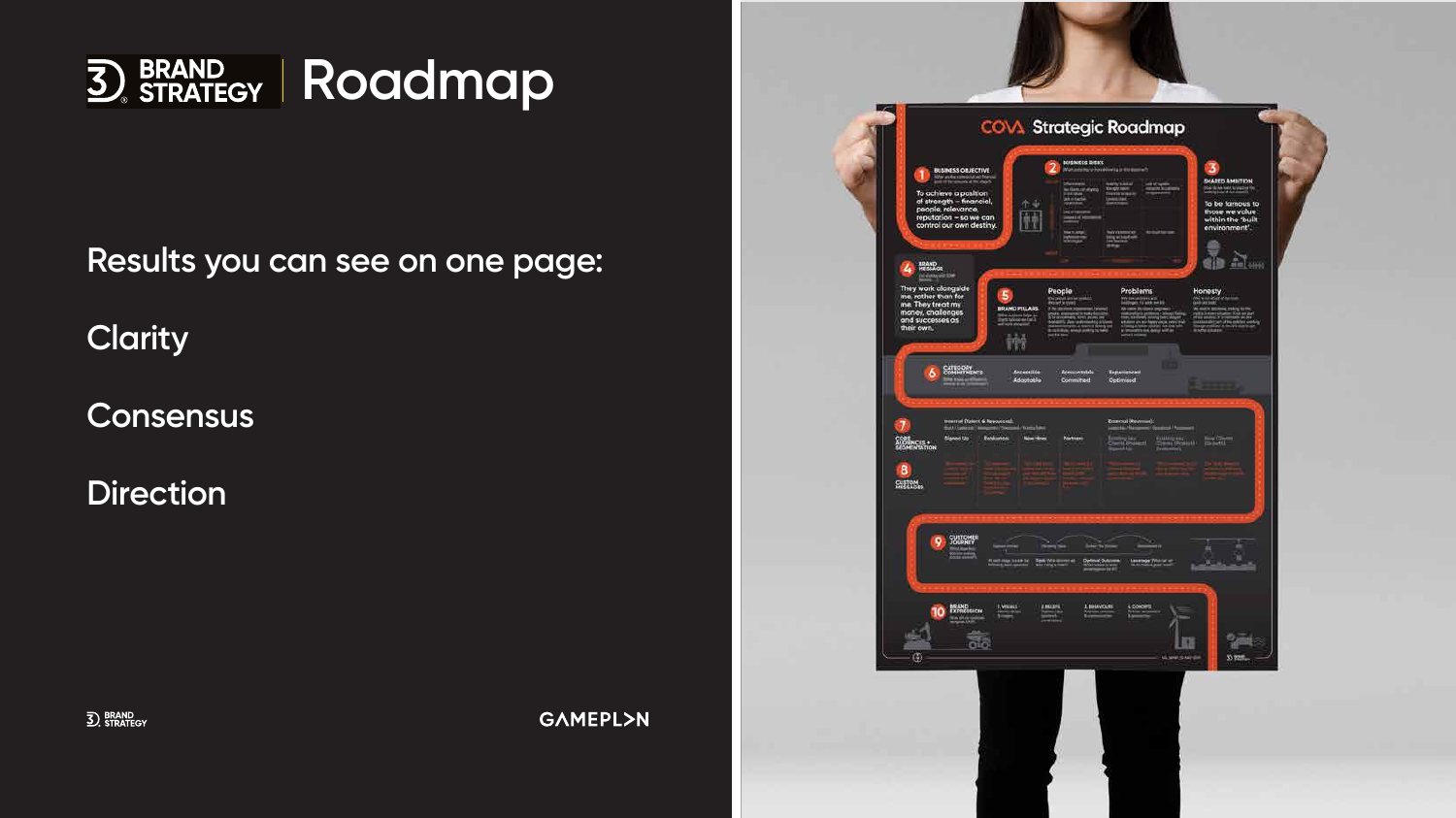# BRAND STRATEGY | Roadmap

Results you can see on one page:

Clarity

Consensus

Direction

GAMEPLAN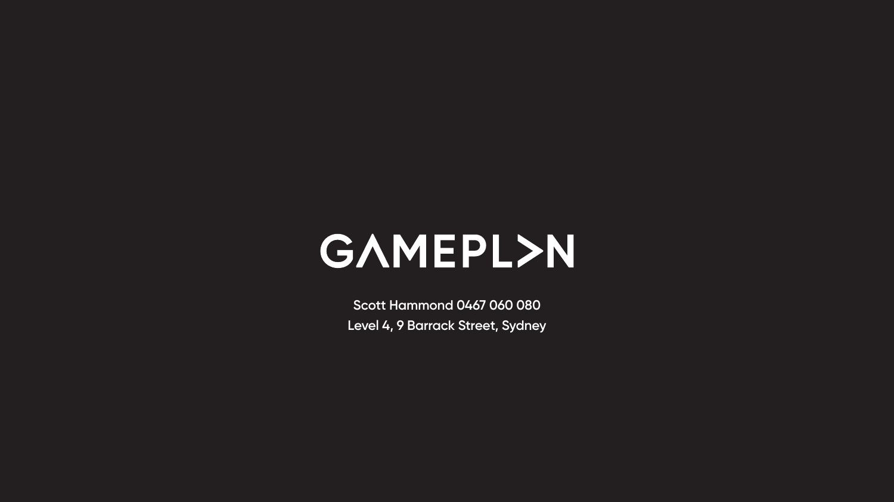# GAMEPLAN

Scott Hammond 0467 060 080

Level 4, 9 Barrack Street, Sydney